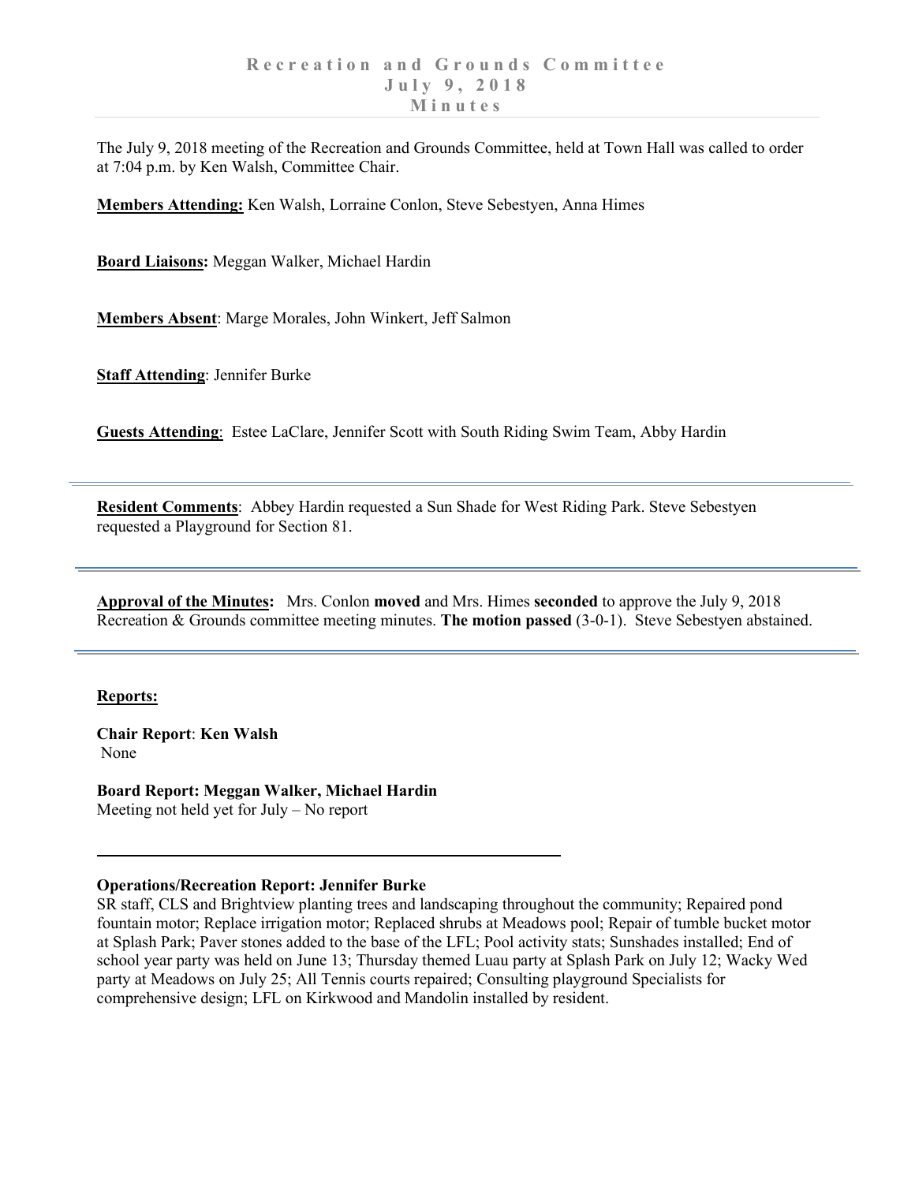# Recreation and Grounds Committee
# July 9, 2018
# Minutes

The July 9, 2018 meeting of the Recreation and Grounds Committee, held at Town Hall was called to order at 7:04 p.m. by Ken Walsh, Committee Chair.

**Members Attending:** Ken Walsh, Lorraine Conlon, Steve Sebestyen, Anna Himes

**Board Liaisons:** Meggan Walker, Michael Hardin

**Members Absent**: Marge Morales, John Winkert, Jeff Salmon

**Staff Attending**: Jennifer Burke

**Guests Attending**: Estee LaClare, Jennifer Scott with South Riding Swim Team, Abby Hardin

---

**Resident Comments**: Abbey Hardin requested a Sun Shade for West Riding Park. Steve Sebestyen requested a Playground for Section 81.

---

**Approval of the Minutes:** Mrs. Conlon **moved** and Mrs. Himes **seconded** to approve the July 9, 2018 Recreation & Grounds committee meeting minutes. **The motion passed** (3-0-1). Steve Sebestyen abstained.

---

**Reports:**

**Chair Report**: **Ken Walsh**
None

**Board Report: Meggan Walker, Michael Hardin**
Meeting not held yet for July – No report

---

**Operations/Recreation Report: Jennifer Burke**
SR staff, CLS and Brightview planting trees and landscaping throughout the community; Repaired pond fountain motor; Replace irrigation motor; Replaced shrubs at Meadows pool; Repair of tumble bucket motor at Splash Park; Paver stones added to the base of the LFL; Pool activity stats; Sunshades installed; End of school year party was held on June 13; Thursday themed Luau party at Splash Park on July 12; Wacky Wed party at Meadows on July 25; All Tennis courts repaired; Consulting playground Specialists for comprehensive design; LFL on Kirkwood and Mandolin installed by resident.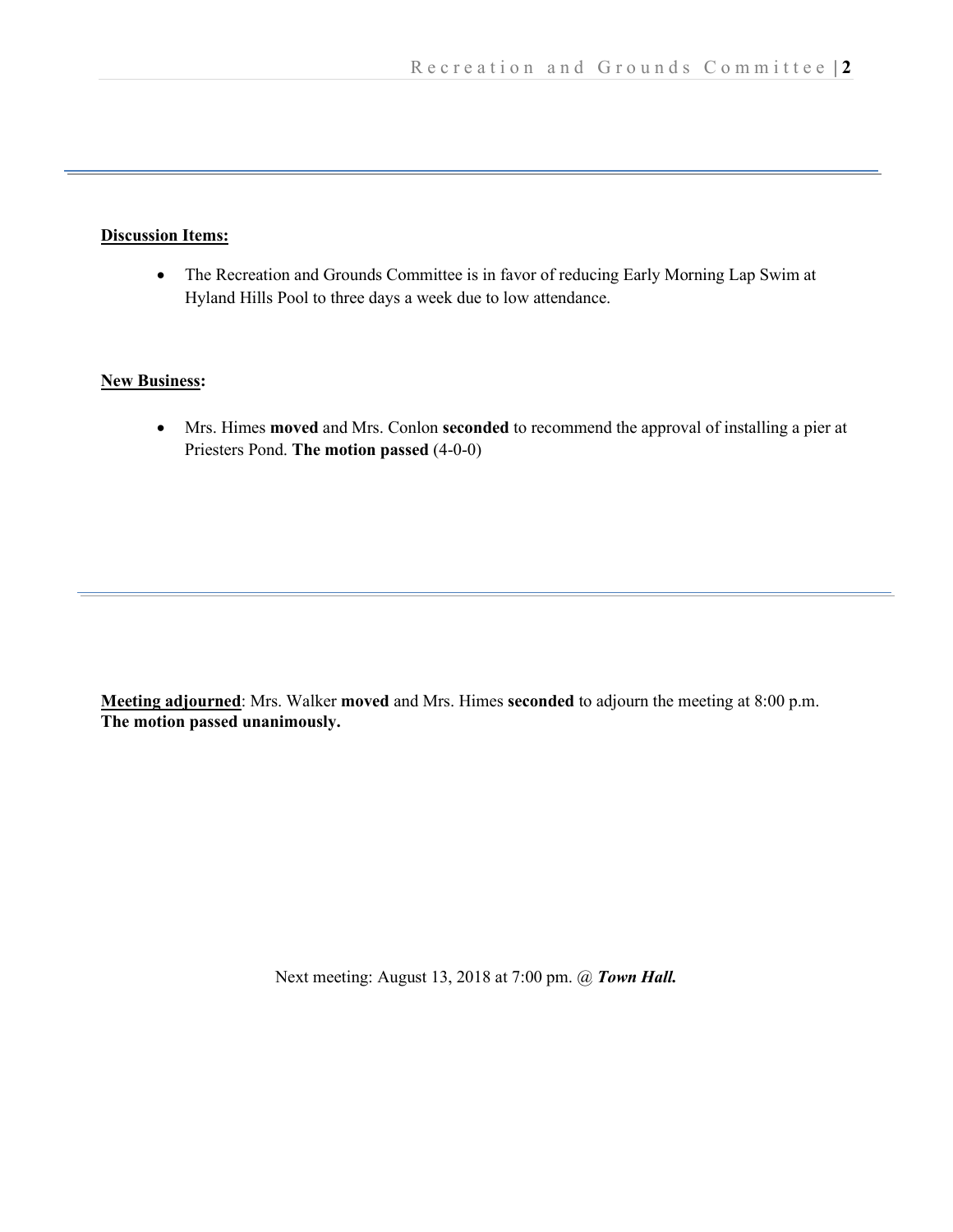**Discussion Items:**

- The Recreation and Grounds Committee is in favor of reducing Early Morning Lap Swim at Hyland Hills Pool to three days a week due to low attendance.

**New Business:**

- Mrs. Himes **moved** and Mrs. Conlon **seconded** to recommend the approval of installing a pier at Priesters Pond. **The motion passed** (4-0-0)

---

**Meeting adjourned**: Mrs. Walker **moved** and Mrs. Himes **seconded** to adjourn the meeting at 8:00 p.m. **The motion passed unanimously.**

Next meeting: August 13, 2018 at 7:00 pm. @ ***Town Hall.***